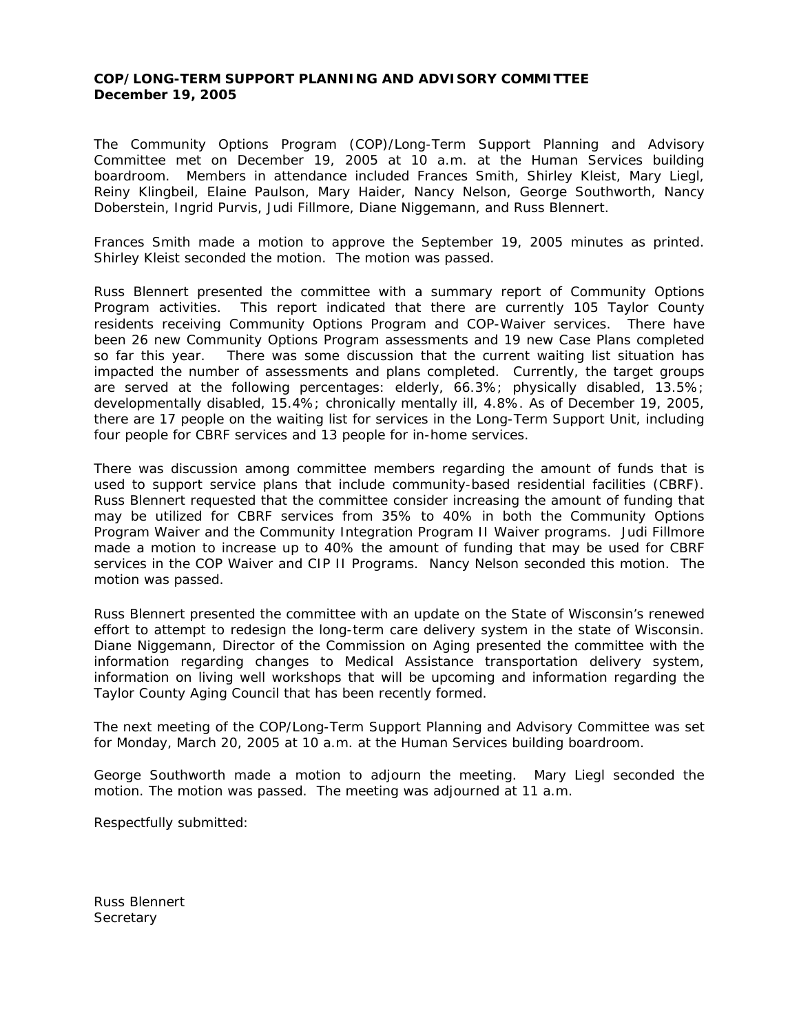**COP/LONG-TERM SUPPORT PLANNING AND ADVISORY COMMITTEE**
**December 19, 2005**

The Community Options Program (COP)/Long-Term Support Planning and Advisory Committee met on December 19, 2005 at 10 a.m. at the Human Services building boardroom. Members in attendance included Frances Smith, Shirley Kleist, Mary Liegl, Reiny Klingbeil, Elaine Paulson, Mary Haider, Nancy Nelson, George Southworth, Nancy Doberstein, Ingrid Purvis, Judi Fillmore, Diane Niggemann, and Russ Blennert.

Frances Smith made a motion to approve the September 19, 2005 minutes as printed. Shirley Kleist seconded the motion. The motion was passed.

Russ Blennert presented the committee with a summary report of Community Options Program activities. This report indicated that there are currently 105 Taylor County residents receiving Community Options Program and COP-Waiver services. There have been 26 new Community Options Program assessments and 19 new Case Plans completed so far this year. There was some discussion that the current waiting list situation has impacted the number of assessments and plans completed. Currently, the target groups are served at the following percentages: elderly, 66.3%; physically disabled, 13.5%; developmentally disabled, 15.4%; chronically mentally ill, 4.8%. As of December 19, 2005, there are 17 people on the waiting list for services in the Long-Term Support Unit, including four people for CBRF services and 13 people for in-home services.

There was discussion among committee members regarding the amount of funds that is used to support service plans that include community-based residential facilities (CBRF). Russ Blennert requested that the committee consider increasing the amount of funding that may be utilized for CBRF services from 35% to 40% in both the Community Options Program Waiver and the Community Integration Program II Waiver programs. Judi Fillmore made a motion to increase up to 40% the amount of funding that may be used for CBRF services in the COP Waiver and CIP II Programs. Nancy Nelson seconded this motion. The motion was passed.

Russ Blennert presented the committee with an update on the State of Wisconsin's renewed effort to attempt to redesign the long-term care delivery system in the state of Wisconsin. Diane Niggemann, Director of the Commission on Aging presented the committee with the information regarding changes to Medical Assistance transportation delivery system, information on living well workshops that will be upcoming and information regarding the Taylor County Aging Council that has been recently formed.

The next meeting of the COP/Long-Term Support Planning and Advisory Committee was set for Monday, March 20, 2005 at 10 a.m. at the Human Services building boardroom.

George Southworth made a motion to adjourn the meeting. Mary Liegl seconded the motion. The motion was passed. The meeting was adjourned at 11 a.m.

Respectfully submitted:

Russ Blennert
Secretary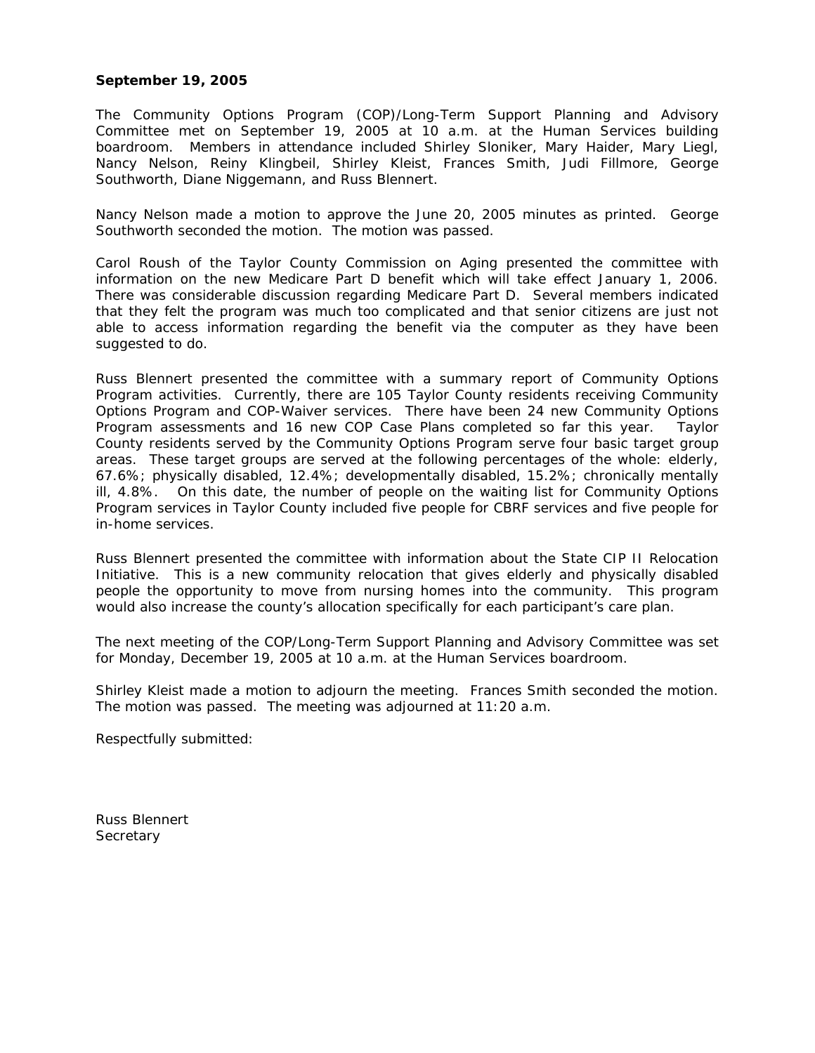**September 19, 2005**

The Community Options Program (COP)/Long-Term Support Planning and Advisory Committee met on September 19, 2005 at 10 a.m. at the Human Services building boardroom. Members in attendance included Shirley Sloniker, Mary Haider, Mary Liegl, Nancy Nelson, Reiny Klingbeil, Shirley Kleist, Frances Smith, Judi Fillmore, George Southworth, Diane Niggemann, and Russ Blennert.

Nancy Nelson made a motion to approve the June 20, 2005 minutes as printed. George Southworth seconded the motion. The motion was passed.

Carol Roush of the Taylor County Commission on Aging presented the committee with information on the new Medicare Part D benefit which will take effect January 1, 2006. There was considerable discussion regarding Medicare Part D. Several members indicated that they felt the program was much too complicated and that senior citizens are just not able to access information regarding the benefit via the computer as they have been suggested to do.

Russ Blennert presented the committee with a summary report of Community Options Program activities. Currently, there are 105 Taylor County residents receiving Community Options Program and COP-Waiver services. There have been 24 new Community Options Program assessments and 16 new COP Case Plans completed so far this year. Taylor County residents served by the Community Options Program serve four basic target group areas. These target groups are served at the following percentages of the whole: elderly, 67.6%; physically disabled, 12.4%; developmentally disabled, 15.2%; chronically mentally ill, 4.8%. On this date, the number of people on the waiting list for Community Options Program services in Taylor County included five people for CBRF services and five people for in-home services.

Russ Blennert presented the committee with information about the State CIP II Relocation Initiative. This is a new community relocation that gives elderly and physically disabled people the opportunity to move from nursing homes into the community. This program would also increase the county's allocation specifically for each participant's care plan.

The next meeting of the COP/Long-Term Support Planning and Advisory Committee was set for Monday, December 19, 2005 at 10 a.m. at the Human Services boardroom.

Shirley Kleist made a motion to adjourn the meeting. Frances Smith seconded the motion. The motion was passed. The meeting was adjourned at 11:20 a.m.

Respectfully submitted:

Russ Blennert
Secretary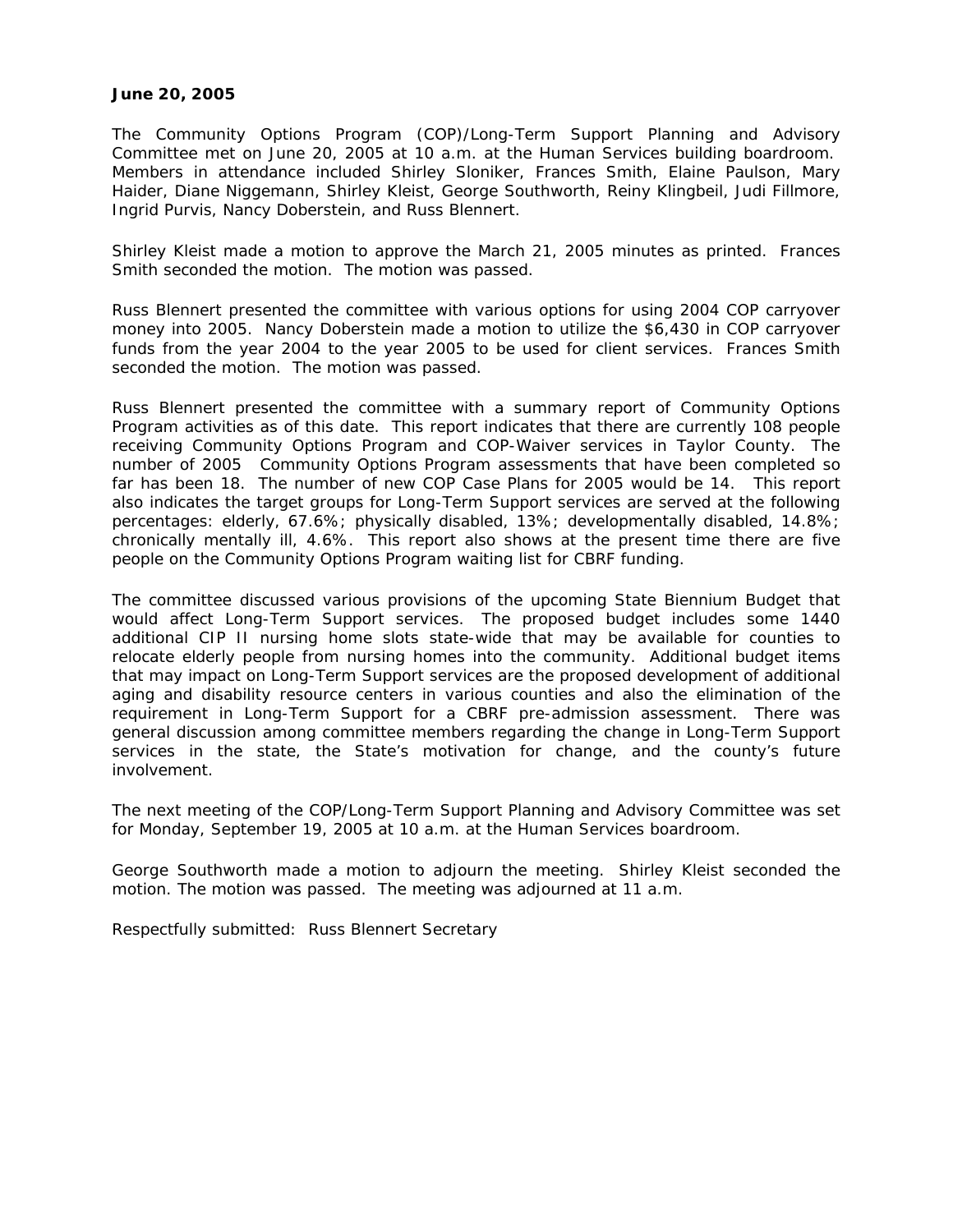**June 20, 2005**

The Community Options Program (COP)/Long-Term Support Planning and Advisory Committee met on June 20, 2005 at 10 a.m. at the Human Services building boardroom. Members in attendance included Shirley Sloniker, Frances Smith, Elaine Paulson, Mary Haider, Diane Niggemann, Shirley Kleist, George Southworth, Reiny Klingbeil, Judi Fillmore, Ingrid Purvis, Nancy Doberstein, and Russ Blennert.

Shirley Kleist made a motion to approve the March 21, 2005 minutes as printed. Frances Smith seconded the motion. The motion was passed.

Russ Blennert presented the committee with various options for using 2004 COP carryover money into 2005. Nancy Doberstein made a motion to utilize the $6,430 in COP carryover funds from the year 2004 to the year 2005 to be used for client services. Frances Smith seconded the motion. The motion was passed.

Russ Blennert presented the committee with a summary report of Community Options Program activities as of this date. This report indicates that there are currently 108 people receiving Community Options Program and COP-Waiver services in Taylor County. The number of 2005 Community Options Program assessments that have been completed so far has been 18. The number of new COP Case Plans for 2005 would be 14. This report also indicates the target groups for Long-Term Support services are served at the following percentages: elderly, 67.6%; physically disabled, 13%; developmentally disabled, 14.8%; chronically mentally ill, 4.6%. This report also shows at the present time there are five people on the Community Options Program waiting list for CBRF funding.

The committee discussed various provisions of the upcoming State Biennium Budget that would affect Long-Term Support services. The proposed budget includes some 1440 additional CIP II nursing home slots state-wide that may be available for counties to relocate elderly people from nursing homes into the community. Additional budget items that may impact on Long-Term Support services are the proposed development of additional aging and disability resource centers in various counties and also the elimination of the requirement in Long-Term Support for a CBRF pre-admission assessment. There was general discussion among committee members regarding the change in Long-Term Support services in the state, the State's motivation for change, and the county's future involvement.

The next meeting of the COP/Long-Term Support Planning and Advisory Committee was set for Monday, September 19, 2005 at 10 a.m. at the Human Services boardroom.

George Southworth made a motion to adjourn the meeting. Shirley Kleist seconded the motion. The motion was passed. The meeting was adjourned at 11 a.m.

Respectfully submitted: Russ Blennert Secretary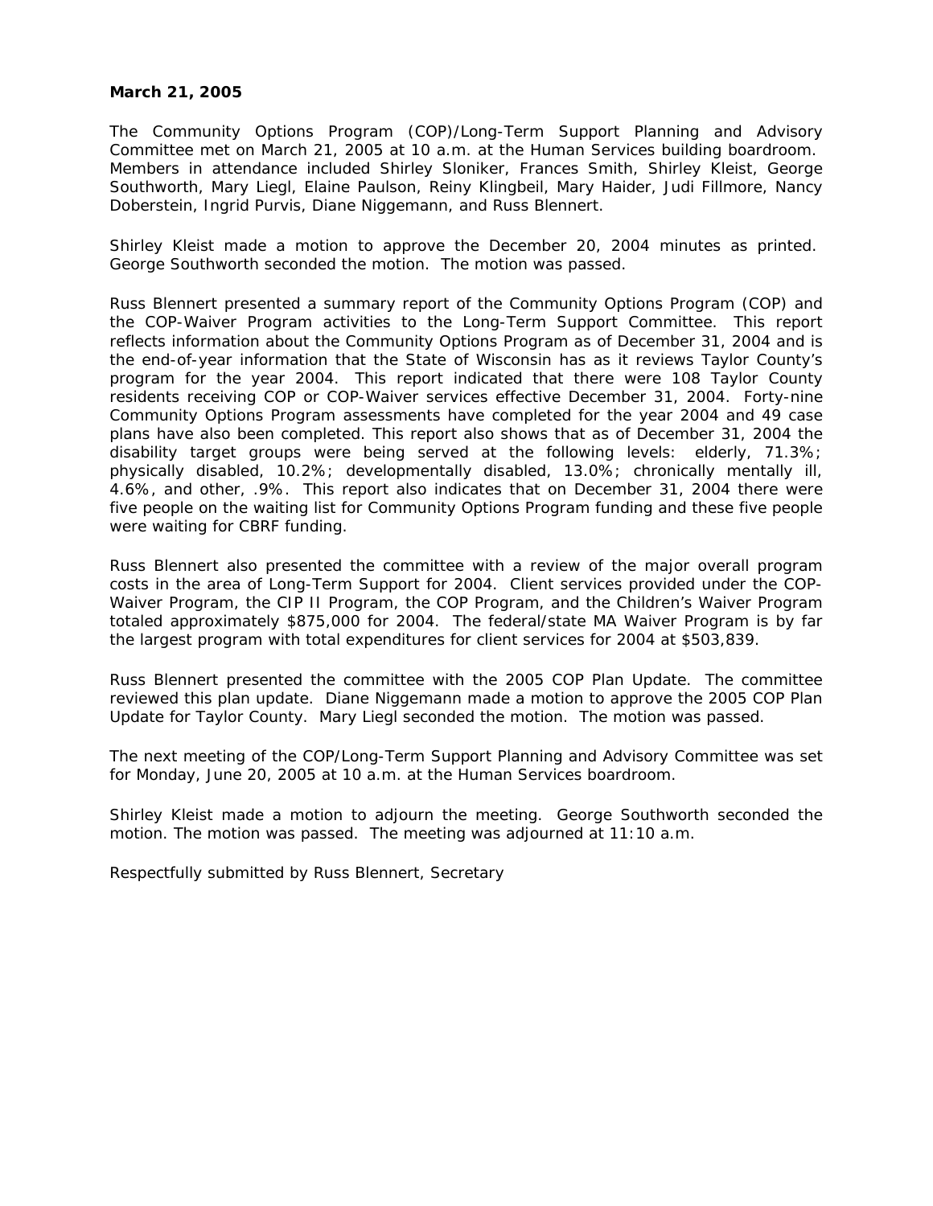**March 21, 2005**

The Community Options Program (COP)/Long-Term Support Planning and Advisory Committee met on March 21, 2005 at 10 a.m. at the Human Services building boardroom. Members in attendance included Shirley Sloniker, Frances Smith, Shirley Kleist, George Southworth, Mary Liegl, Elaine Paulson, Reiny Klingbeil, Mary Haider, Judi Fillmore, Nancy Doberstein, Ingrid Purvis, Diane Niggemann, and Russ Blennert.

Shirley Kleist made a motion to approve the December 20, 2004 minutes as printed. George Southworth seconded the motion. The motion was passed.

Russ Blennert presented a summary report of the Community Options Program (COP) and the COP-Waiver Program activities to the Long-Term Support Committee. This report reflects information about the Community Options Program as of December 31, 2004 and is the end-of-year information that the State of Wisconsin has as it reviews Taylor County's program for the year 2004. This report indicated that there were 108 Taylor County residents receiving COP or COP-Waiver services effective December 31, 2004. Forty-nine Community Options Program assessments have completed for the year 2004 and 49 case plans have also been completed. This report also shows that as of December 31, 2004 the disability target groups were being served at the following levels: elderly, 71.3%; physically disabled, 10.2%; developmentally disabled, 13.0%; chronically mentally ill, 4.6%, and other, .9%. This report also indicates that on December 31, 2004 there were five people on the waiting list for Community Options Program funding and these five people were waiting for CBRF funding.

Russ Blennert also presented the committee with a review of the major overall program costs in the area of Long-Term Support for 2004. Client services provided under the COP-Waiver Program, the CIP II Program, the COP Program, and the Children's Waiver Program totaled approximately $875,000 for 2004. The federal/state MA Waiver Program is by far the largest program with total expenditures for client services for 2004 at $503,839.

Russ Blennert presented the committee with the 2005 COP Plan Update. The committee reviewed this plan update. Diane Niggemann made a motion to approve the 2005 COP Plan Update for Taylor County. Mary Liegl seconded the motion. The motion was passed.

The next meeting of the COP/Long-Term Support Planning and Advisory Committee was set for Monday, June 20, 2005 at 10 a.m. at the Human Services boardroom.

Shirley Kleist made a motion to adjourn the meeting. George Southworth seconded the motion. The motion was passed. The meeting was adjourned at 11:10 a.m.

Respectfully submitted by Russ Blennert, Secretary